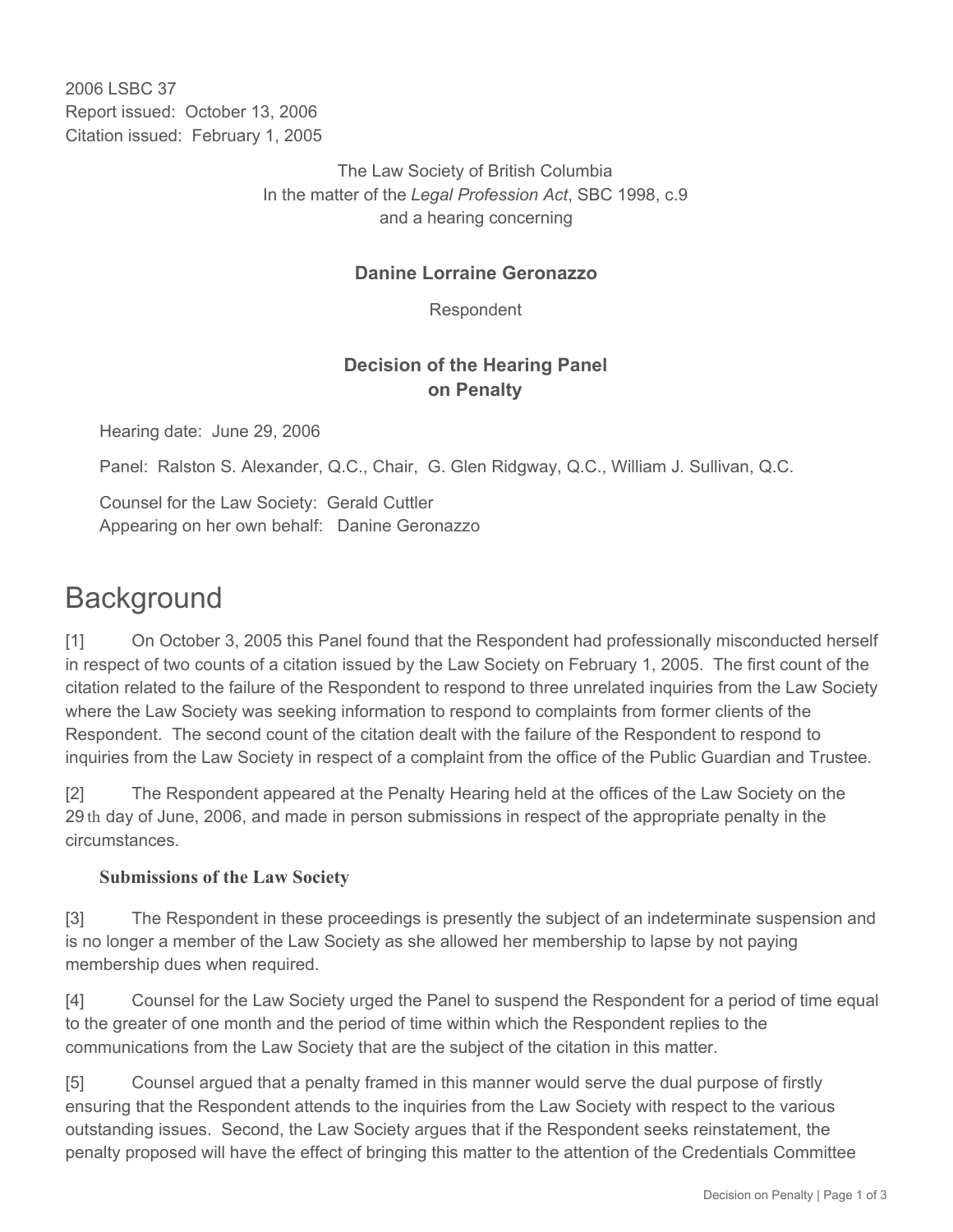2006 LSBC 37
Report issued: October 13, 2006
Citation issued: February 1, 2005

The Law Society of British Columbia
In the matter of the *Legal Profession Act*, SBC 1998, c.9
and a hearing concerning

**Danine Lorraine Geronazzo**

Respondent

**Decision of the Hearing Panel**
**on Penalty**

Hearing date: June 29, 2006

Panel: Ralston S. Alexander, Q.C., Chair, G. Glen Ridgway, Q.C., William J. Sullivan, Q.C.

Counsel for the Law Society: Gerald Cuttler
Appearing on her own behalf: Danine Geronazzo

# Background

[1] On October 3, 2005 this Panel found that the Respondent had professionally misconducted herself in respect of two counts of a citation issued by the Law Society on February 1, 2005. The first count of the citation related to the failure of the Respondent to respond to three unrelated inquiries from the Law Society where the Law Society was seeking information to respond to complaints from former clients of the Respondent. The second count of the citation dealt with the failure of the Respondent to respond to inquiries from the Law Society in respect of a complaint from the office of the Public Guardian and Trustee.

[2] The Respondent appeared at the Penalty Hearing held at the offices of the Law Society on the 29th day of June, 2006, and made in person submissions in respect of the appropriate penalty in the circumstances.

### Submissions of the Law Society

[3] The Respondent in these proceedings is presently the subject of an indeterminate suspension and is no longer a member of the Law Society as she allowed her membership to lapse by not paying membership dues when required.

[4] Counsel for the Law Society urged the Panel to suspend the Respondent for a period of time equal to the greater of one month and the period of time within which the Respondent replies to the communications from the Law Society that are the subject of the citation in this matter.

[5] Counsel argued that a penalty framed in this manner would serve the dual purpose of firstly ensuring that the Respondent attends to the inquiries from the Law Society with respect to the various outstanding issues. Second, the Law Society argues that if the Respondent seeks reinstatement, the penalty proposed will have the effect of bringing this matter to the attention of the Credentials Committee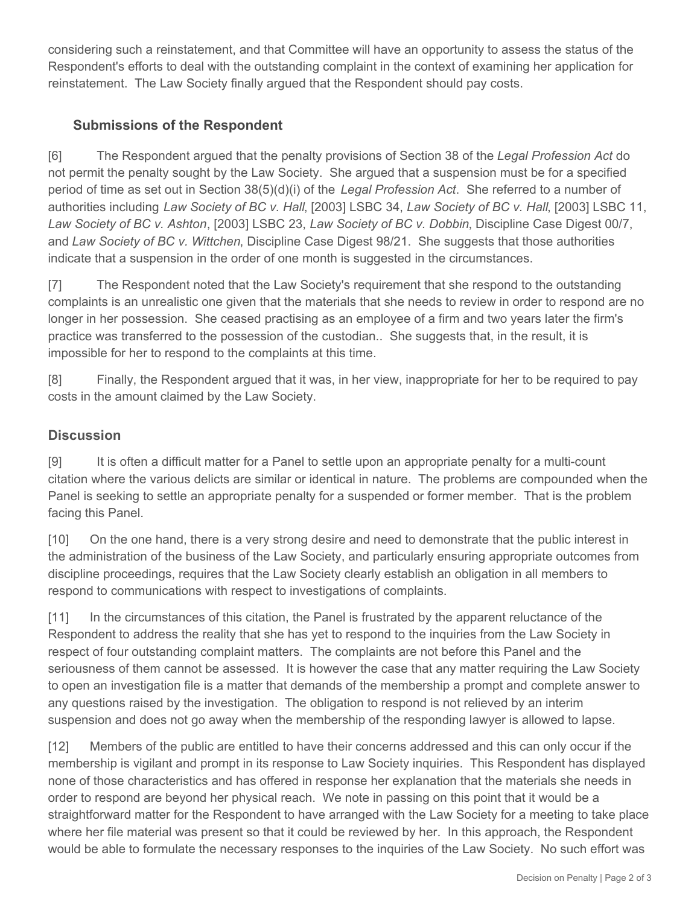considering such a reinstatement, and that Committee will have an opportunity to assess the status of the Respondent's efforts to deal with the outstanding complaint in the context of examining her application for reinstatement. The Law Society finally argued that the Respondent should pay costs.

### Submissions of the Respondent

[6] The Respondent argued that the penalty provisions of Section 38 of the *Legal Profession Act* do not permit the penalty sought by the Law Society. She argued that a suspension must be for a specified period of time as set out in Section 38(5)(d)(i) of the *Legal Profession Act*. She referred to a number of authorities including *Law Society of BC v. Hall*, [2003] LSBC 34, *Law Society of BC v. Hall*, [2003] LSBC 11, *Law Society of BC v. Ashton*, [2003] LSBC 23, *Law Society of BC v. Dobbin*, Discipline Case Digest 00/7, and *Law Society of BC v. Wittchen*, Discipline Case Digest 98/21. She suggests that those authorities indicate that a suspension in the order of one month is suggested in the circumstances.

[7] The Respondent noted that the Law Society's requirement that she respond to the outstanding complaints is an unrealistic one given that the materials that she needs to review in order to respond are no longer in her possession. She ceased practising as an employee of a firm and two years later the firm's practice was transferred to the possession of the custodian.. She suggests that, in the result, it is impossible for her to respond to the complaints at this time.

[8] Finally, the Respondent argued that it was, in her view, inappropriate for her to be required to pay costs in the amount claimed by the Law Society.

## Discussion

[9] It is often a difficult matter for a Panel to settle upon an appropriate penalty for a multi-count citation where the various delicts are similar or identical in nature. The problems are compounded when the Panel is seeking to settle an appropriate penalty for a suspended or former member. That is the problem facing this Panel.

[10] On the one hand, there is a very strong desire and need to demonstrate that the public interest in the administration of the business of the Law Society, and particularly ensuring appropriate outcomes from discipline proceedings, requires that the Law Society clearly establish an obligation in all members to respond to communications with respect to investigations of complaints.

[11] In the circumstances of this citation, the Panel is frustrated by the apparent reluctance of the Respondent to address the reality that she has yet to respond to the inquiries from the Law Society in respect of four outstanding complaint matters. The complaints are not before this Panel and the seriousness of them cannot be assessed. It is however the case that any matter requiring the Law Society to open an investigation file is a matter that demands of the membership a prompt and complete answer to any questions raised by the investigation. The obligation to respond is not relieved by an interim suspension and does not go away when the membership of the responding lawyer is allowed to lapse.

[12] Members of the public are entitled to have their concerns addressed and this can only occur if the membership is vigilant and prompt in its response to Law Society inquiries. This Respondent has displayed none of those characteristics and has offered in response her explanation that the materials she needs in order to respond are beyond her physical reach. We note in passing on this point that it would be a straightforward matter for the Respondent to have arranged with the Law Society for a meeting to take place where her file material was present so that it could be reviewed by her. In this approach, the Respondent would be able to formulate the necessary responses to the inquiries of the Law Society. No such effort was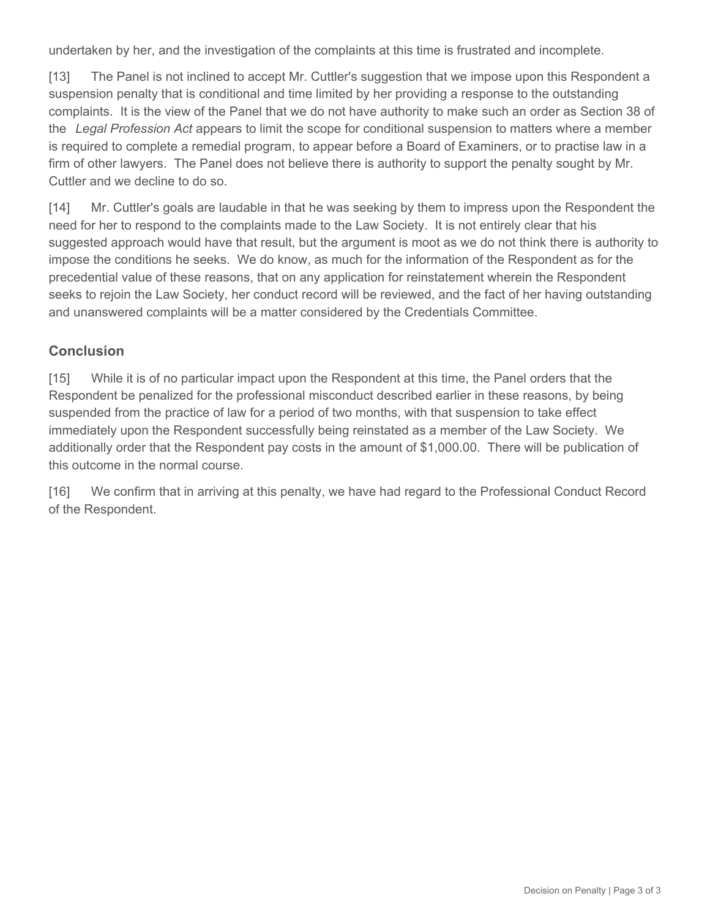undertaken by her, and the investigation of the complaints at this time is frustrated and incomplete.

[13] The Panel is not inclined to accept Mr. Cuttler's suggestion that we impose upon this Respondent a suspension penalty that is conditional and time limited by her providing a response to the outstanding complaints. It is the view of the Panel that we do not have authority to make such an order as Section 38 of the *Legal Profession Act* appears to limit the scope for conditional suspension to matters where a member is required to complete a remedial program, to appear before a Board of Examiners, or to practise law in a firm of other lawyers. The Panel does not believe there is authority to support the penalty sought by Mr. Cuttler and we decline to do so.

[14] Mr. Cuttler's goals are laudable in that he was seeking by them to impress upon the Respondent the need for her to respond to the complaints made to the Law Society. It is not entirely clear that his suggested approach would have that result, but the argument is moot as we do not think there is authority to impose the conditions he seeks. We do know, as much for the information of the Respondent as for the precedential value of these reasons, that on any application for reinstatement wherein the Respondent seeks to rejoin the Law Society, her conduct record will be reviewed, and the fact of her having outstanding and unanswered complaints will be a matter considered by the Credentials Committee.

## Conclusion

[15] While it is of no particular impact upon the Respondent at this time, the Panel orders that the Respondent be penalized for the professional misconduct described earlier in these reasons, by being suspended from the practice of law for a period of two months, with that suspension to take effect immediately upon the Respondent successfully being reinstated as a member of the Law Society. We additionally order that the Respondent pay costs in the amount of $1,000.00. There will be publication of this outcome in the normal course.

[16] We confirm that in arriving at this penalty, we have had regard to the Professional Conduct Record of the Respondent.